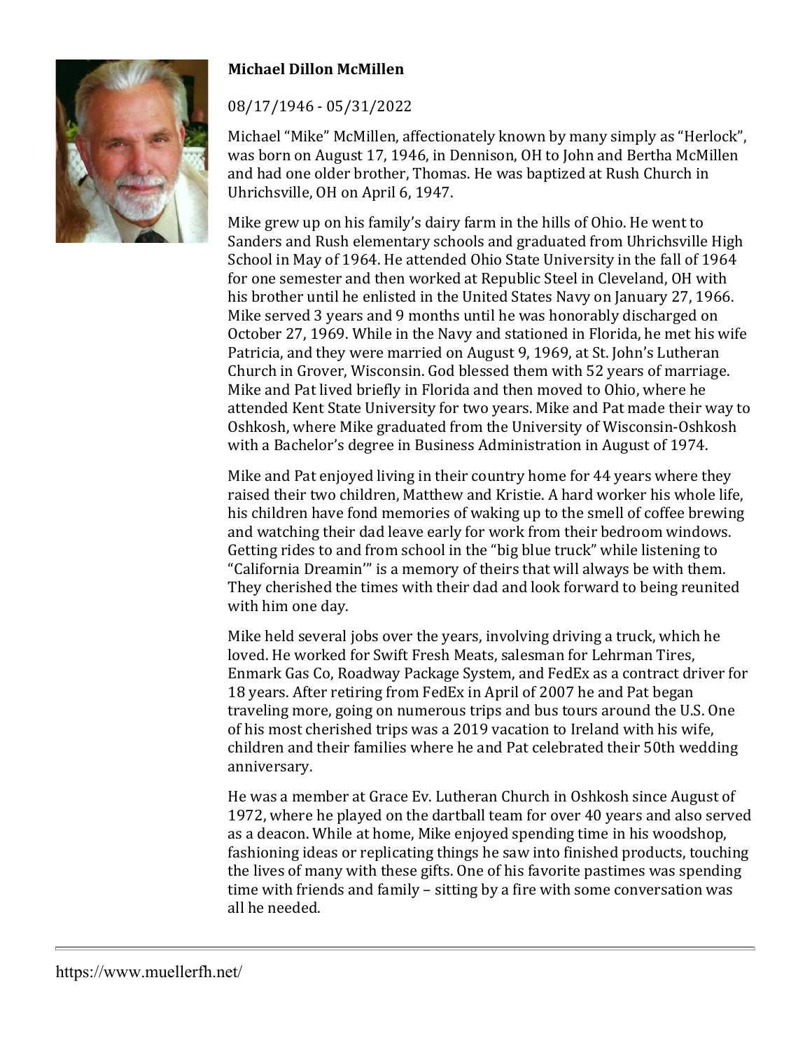**Michael Dillon McMillen**

08/17/1946 - 05/31/2022

Michael "Mike" McMillen, affectionately known by many simply as "Herlock", was born on August 17, 1946, in Dennison, OH to John and Bertha McMillen and had one older brother, Thomas. He was baptized at Rush Church in Uhrichsville, OH on April 6, 1947.

Mike grew up on his family's dairy farm in the hills of Ohio. He went to Sanders and Rush elementary schools and graduated from Uhrichsville High School in May of 1964. He attended Ohio State University in the fall of 1964 for one semester and then worked at Republic Steel in Cleveland, OH with his brother until he enlisted in the United States Navy on January 27, 1966. Mike served 3 years and 9 months until he was honorably discharged on October 27, 1969. While in the Navy and stationed in Florida, he met his wife Patricia, and they were married on August 9, 1969, at St. John's Lutheran Church in Grover, Wisconsin. God blessed them with 52 years of marriage. Mike and Pat lived briefly in Florida and then moved to Ohio, where he attended Kent State University for two years. Mike and Pat made their way to Oshkosh, where Mike graduated from the University of Wisconsin-Oshkosh with a Bachelor's degree in Business Administration in August of 1974.

Mike and Pat enjoyed living in their country home for 44 years where they raised their two children, Matthew and Kristie. A hard worker his whole life, his children have fond memories of waking up to the smell of coffee brewing and watching their dad leave early for work from their bedroom windows. Getting rides to and from school in the "big blue truck" while listening to "California Dreamin'" is a memory of theirs that will always be with them. They cherished the times with their dad and look forward to being reunited with him one day.

Mike held several jobs over the years, involving driving a truck, which he loved. He worked for Swift Fresh Meats, salesman for Lehrman Tires, Enmark Gas Co, Roadway Package System, and FedEx as a contract driver for 18 years. After retiring from FedEx in April of 2007 he and Pat began traveling more, going on numerous trips and bus tours around the U.S. One of his most cherished trips was a 2019 vacation to Ireland with his wife, children and their families where he and Pat celebrated their 50th wedding anniversary.

He was a member at Grace Ev. Lutheran Church in Oshkosh since August of 1972, where he played on the dartball team for over 40 years and also served as a deacon. While at home, Mike enjoyed spending time in his woodshop, fashioning ideas or replicating things he saw into finished products, touching the lives of many with these gifts. One of his favorite pastimes was spending time with friends and family – sitting by a fire with some conversation was all he needed.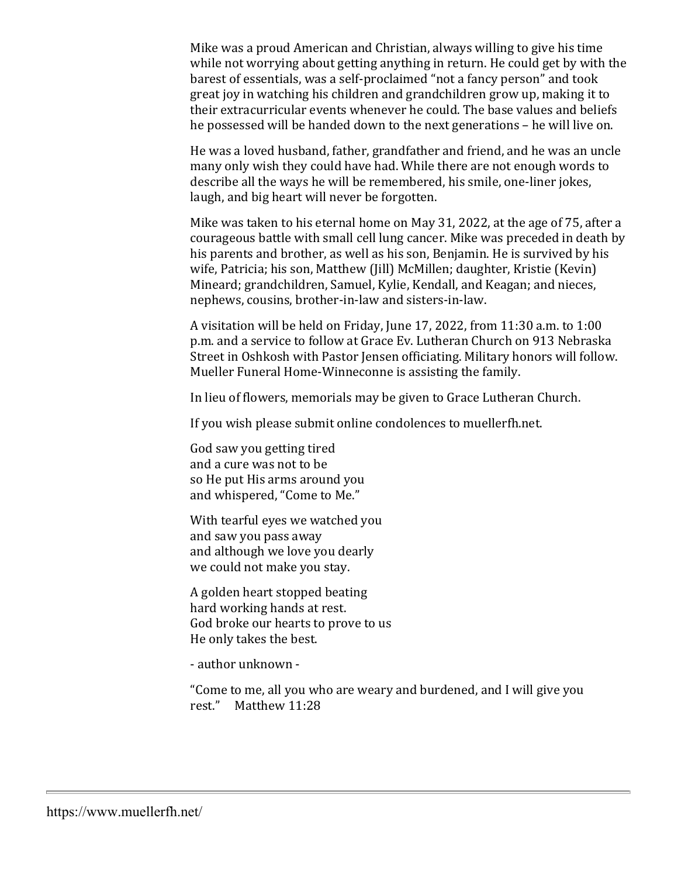Mike was a proud American and Christian, always willing to give his time while not worrying about getting anything in return. He could get by with the barest of essentials, was a self-proclaimed "not a fancy person" and took great joy in watching his children and grandchildren grow up, making it to their extracurricular events whenever he could. The base values and beliefs he possessed will be handed down to the next generations – he will live on.

He was a loved husband, father, grandfather and friend, and he was an uncle many only wish they could have had. While there are not enough words to describe all the ways he will be remembered, his smile, one-liner jokes, laugh, and big heart will never be forgotten.

Mike was taken to his eternal home on May 31, 2022, at the age of 75, after a courageous battle with small cell lung cancer. Mike was preceded in death by his parents and brother, as well as his son, Benjamin. He is survived by his wife, Patricia; his son, Matthew (Jill) McMillen; daughter, Kristie (Kevin) Mineard; grandchildren, Samuel, Kylie, Kendall, and Keagan; and nieces, nephews, cousins, brother-in-law and sisters-in-law.

A visitation will be held on Friday, June 17, 2022, from 11:30 a.m. to 1:00 p.m. and a service to follow at Grace Ev. Lutheran Church on 913 Nebraska Street in Oshkosh with Pastor Jensen officiating. Military honors will follow. Mueller Funeral Home-Winneconne is assisting the family.

In lieu of flowers, memorials may be given to Grace Lutheran Church.

If you wish please submit online condolences to muellerfh.net.

God saw you getting tired
and a cure was not to be
so He put His arms around you
and whispered, "Come to Me."

With tearful eyes we watched you
and saw you pass away
and although we love you dearly
we could not make you stay.

A golden heart stopped beating
hard working hands at rest.
God broke our hearts to prove to us
He only takes the best.

- author unknown -

"Come to me, all you who are weary and burdened, and I will give you rest." Matthew 11:28